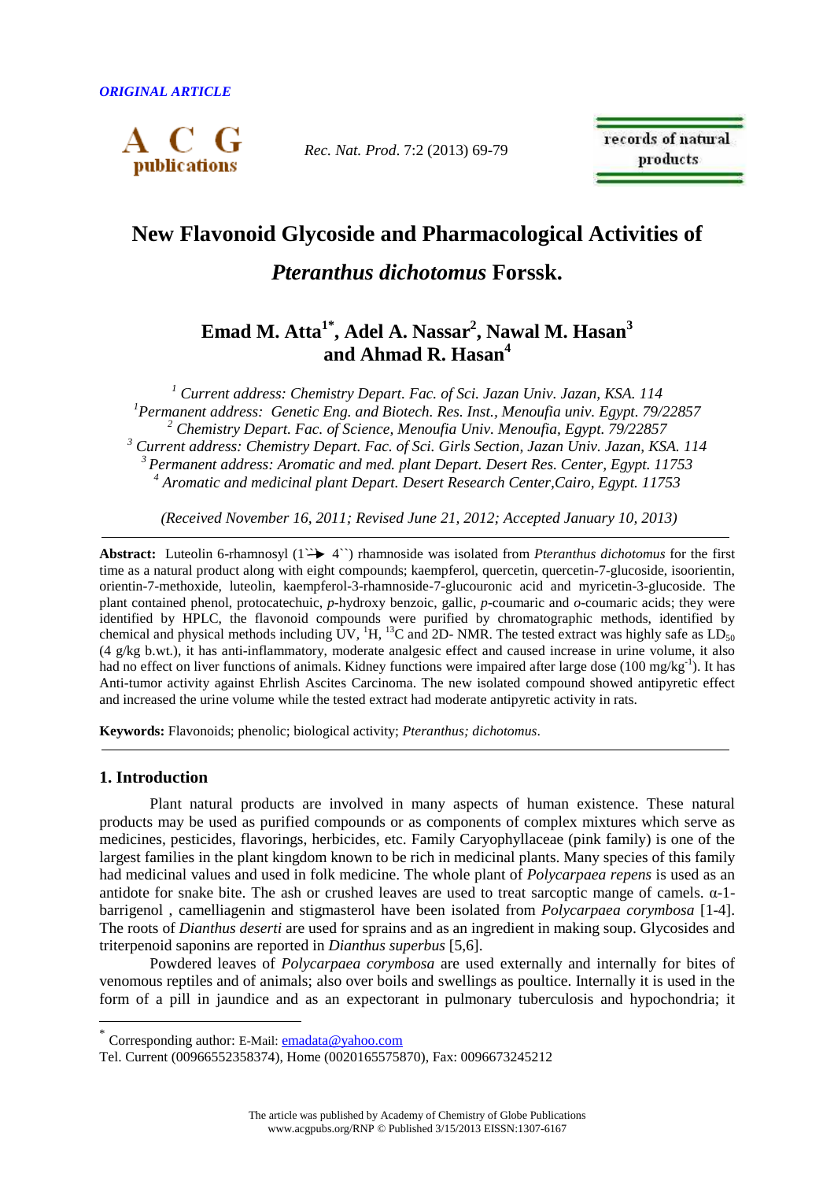*ORIGINAL ARTICLE*

# New Flavonoid Glycoside and Pharmacological Activities of *Pteranthus dichotomus* Forssk.

## Emad M. Atta[1*], Adel A. Nassar[2], Nawal M. Hasan[3] and Ahmad R. Hasan[4]

*[1] Current address: Chemistry Depart. Fac. of Sci. Jazan Univ. Jazan, KSA. 114*
*[1]Permanent address: Genetic Eng. and Biotech. Res. Inst., Menoufia univ. Egypt. 79/22857*
*[2] Chemistry Depart. Fac. of Science, Menoufia Univ. Menoufia, Egypt. 79/22857*
*[3] Current address: Chemistry Depart. Fac. of Sci. Girls Section, Jazan Univ. Jazan, KSA. 114*
*[3] Permanent address: Aromatic and med. plant Depart. Desert Res. Center, Egypt. 11753*
*[4] Aromatic and medicinal plant Depart. Desert Research Center,Cairo, Egypt. 11753*

*(Received November 16, 2011; Revised June 21, 2012; Accepted January 10, 2013)*

**Abstract:** Luteolin 6-rhamnosyl (1``→ 4``) rhamnoside was isolated from *Pteranthus dichotomus* for the first time as a natural product along with eight compounds; kaempferol, quercetin, quercetin-7-glucoside, isoorientin, orientin-7-methoxide, luteolin, kaempferol-3-rhamnoside-7-glucouronic acid and myricetin-3-glucoside. The plant contained phenol, protocatechuic, *p*-hydroxy benzoic, gallic, *p*-coumaric and *o*-coumaric acids; they were identified by HPLC, the flavonoid compounds were purified by chromatographic methods, identified by chemical and physical methods including UV, $^{1}$H, $^{13}$C and 2D- NMR. The tested extract was highly safe as $LD_{50}$ (4 g/kg b.wt.), it has anti-inflammatory, moderate analgesic effect and caused increase in urine volume, it also had no effect on liver functions of animals. Kidney functions were impaired after large dose (100 mg/kg$^{-1}$). It has Anti-tumor activity against Ehrlish Ascites Carcinoma. The new isolated compound showed antipyretic effect and increased the urine volume while the tested extract had moderate antipyretic activity in rats.

**Keywords:** Flavonoids; phenolic; biological activity; *Pteranthus; dichotomus*.

## 1. Introduction

Plant natural products are involved in many aspects of human existence. These natural products may be used as purified compounds or as components of complex mixtures which serve as medicines, pesticides, flavorings, herbicides, etc. Family Caryophyllaceae (pink family) is one of the largest families in the plant kingdom known to be rich in medicinal plants. Many species of this family had medicinal values and used in folk medicine. The whole plant of *Polycarpaea repens* is used as an antidote for snake bite. The ash or crushed leaves are used to treat sarcoptic mange of camels. α-1-barrigenol , camelliagenin and stigmasterol have been isolated from *Polycarpaea corymbosa* [1-4]. The roots of *Dianthus deserti* are used for sprains and as an ingredient in making soup. Glycosides and triterpenoid saponins are reported in *Dianthus superbus* [5,6].

Powdered leaves of *Polycarpaea corymbosa* are used externally and internally for bites of venomous reptiles and of animals; also over boils and swellings as poultice. Internally it is used in the form of a pill in jaundice and as an expectorant in pulmonary tuberculosis and hypochondria; it

* Corresponding author: E-Mail: emadata@yahoo.com
Tel. Current (00966552358374), Home (0020165575870), Fax: 0096673245212

The article was published by Academy of Chemistry of Globe Publications
www.acgpubs.org/RNP © Published 3/15/2013 EISSN:1307-6167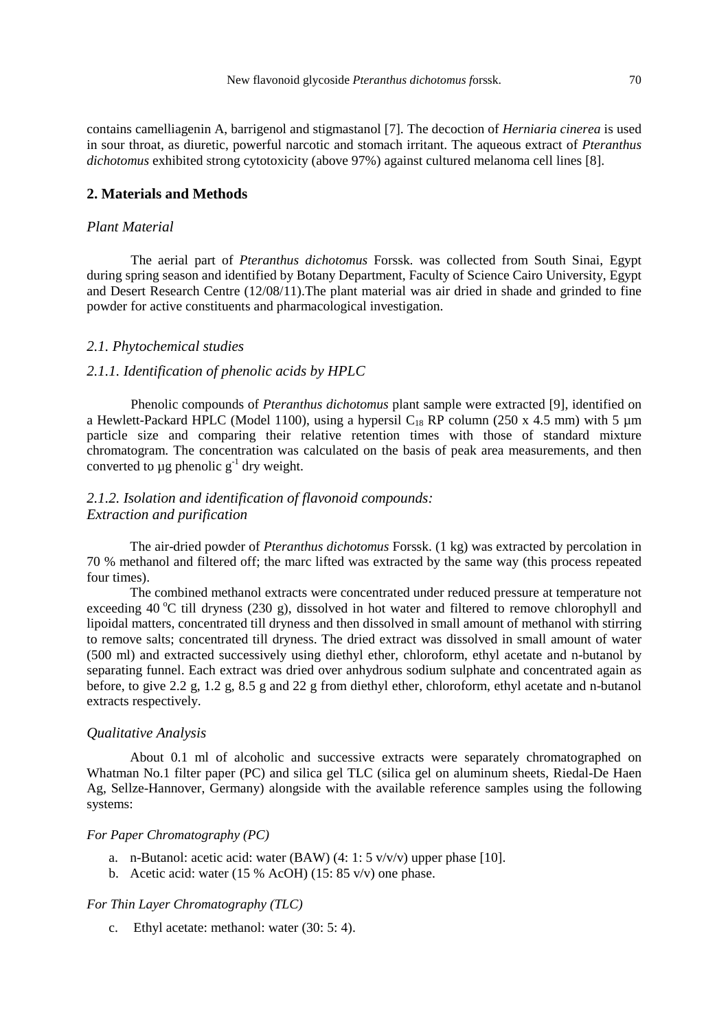contains camelliagenin A, barrigenol and stigmastanol [7]. The decoction of *Herniaria cinerea* is used in sour throat, as diuretic, powerful narcotic and stomach irritant. The aqueous extract of *Pteranthus dichotomus* exhibited strong cytotoxicity (above 97%) against cultured melanoma cell lines [8].

## 2. Materials and Methods

### *Plant Material*

The aerial part of *Pteranthus dichotomus* Forssk. was collected from South Sinai, Egypt during spring season and identified by Botany Department, Faculty of Science Cairo University, Egypt and Desert Research Centre (12/08/11).The plant material was air dried in shade and grinded to fine powder for active constituents and pharmacological investigation.

### *2.1. Phytochemical studies*

### *2.1.1. Identification of phenolic acids by HPLC*

Phenolic compounds of *Pteranthus dichotomus* plant sample were extracted [9], identified on a Hewlett-Packard HPLC (Model 1100), using a hypersil $C_{18}$ RP column (250 x 4.5 mm) with 5 µm particle size and comparing their relative retention times with those of standard mixture chromatogram. The concentration was calculated on the basis of peak area measurements, and then converted to µg phenolic $g^{-1}$ dry weight.

### *2.1.2. Isolation and identification of flavonoid compounds: Extraction and purification*

The air-dried powder of *Pteranthus dichotomus* Forssk. (1 kg) was extracted by percolation in 70 % methanol and filtered off; the marc lifted was extracted by the same way (this process repeated four times).

The combined methanol extracts were concentrated under reduced pressure at temperature not exceeding 40 °C till dryness (230 g), dissolved in hot water and filtered to remove chlorophyll and lipoidal matters, concentrated till dryness and then dissolved in small amount of methanol with stirring to remove salts; concentrated till dryness. The dried extract was dissolved in small amount of water (500 ml) and extracted successively using diethyl ether, chloroform, ethyl acetate and n-butanol by separating funnel. Each extract was dried over anhydrous sodium sulphate and concentrated again as before, to give 2.2 g, 1.2 g, 8.5 g and 22 g from diethyl ether, chloroform, ethyl acetate and n-butanol extracts respectively.

### *Qualitative Analysis*

About 0.1 ml of alcoholic and successive extracts were separately chromatographed on Whatman No.1 filter paper (PC) and silica gel TLC (silica gel on aluminum sheets, Riedal-De Haen Ag, Sellze-Hannover, Germany) alongside with the available reference samples using the following systems:

*For Paper Chromatography (PC)*

a. n-Butanol: acetic acid: water (BAW) (4: 1: 5 v/v/v) upper phase [10].
b. Acetic acid: water (15 % AcOH) (15: 85 v/v) one phase.

*For Thin Layer Chromatography (TLC)*

c. Ethyl acetate: methanol: water (30: 5: 4).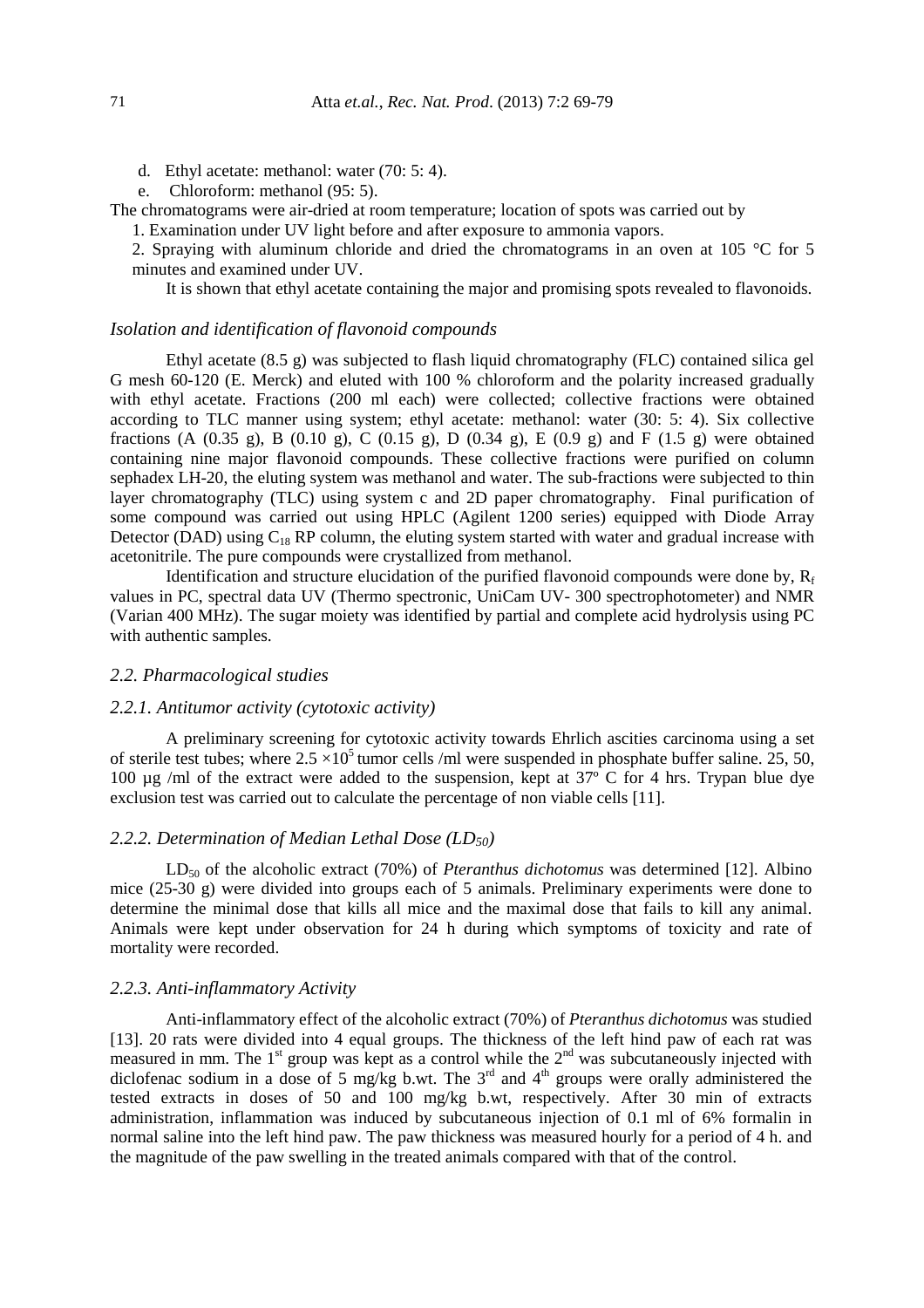d. Ethyl acetate: methanol: water (70: 5: 4).

e. Chloroform: methanol (95: 5).

The chromatograms were air-dried at room temperature; location of spots was carried out by

1. Examination under UV light before and after exposure to ammonia vapors.
2. Spraying with aluminum chloride and dried the chromatograms in an oven at 105 °C for 5 minutes and examined under UV.

It is shown that ethyl acetate containing the major and promising spots revealed to flavonoids.

### *Isolation and identification of flavonoid compounds*

Ethyl acetate (8.5 g) was subjected to flash liquid chromatography (FLC) contained silica gel G mesh 60-120 (E. Merck) and eluted with 100 % chloroform and the polarity increased gradually with ethyl acetate. Fractions (200 ml each) were collected; collective fractions were obtained according to TLC manner using system; ethyl acetate: methanol: water (30: 5: 4). Six collective fractions (A (0.35 g), B (0.10 g), C (0.15 g), D (0.34 g), E (0.9 g) and F (1.5 g) were obtained containing nine major flavonoid compounds. These collective fractions were purified on column sephadex LH-20, the eluting system was methanol and water. The sub-fractions were subjected to thin layer chromatography (TLC) using system c and 2D paper chromatography. Final purification of some compound was carried out using HPLC (Agilent 1200 series) equipped with Diode Array Detector (DAD) using $C_{18}$ RP column, the eluting system started with water and gradual increase with acetonitrile. The pure compounds were crystallized from methanol.

Identification and structure elucidation of the purified flavonoid compounds were done by, $R_f$ values in PC, spectral data UV (Thermo spectronic, UniCam UV- 300 spectrophotometer) and NMR (Varian 400 MHz). The sugar moiety was identified by partial and complete acid hydrolysis using PC with authentic samples.

## *2.2. Pharmacological studies*

### *2.2.1. Antitumor activity (cytotoxic activity)*

A preliminary screening for cytotoxic activity towards Ehrlich ascities carcinoma using a set of sterile test tubes; where $2.5 \times 10^5$ tumor cells /ml were suspended in phosphate buffer saline. 25, 50, 100 µg /ml of the extract were added to the suspension, kept at 37º C for 4 hrs. Trypan blue dye exclusion test was carried out to calculate the percentage of non viable cells [11].

### *2.2.2. Determination of Median Lethal Dose ($LD_{50}$)*

$LD_{50}$ of the alcoholic extract (70%) of *Pteranthus dichotomus* was determined [12]. Albino mice (25-30 g) were divided into groups each of 5 animals. Preliminary experiments were done to determine the minimal dose that kills all mice and the maximal dose that fails to kill any animal. Animals were kept under observation for 24 h during which symptoms of toxicity and rate of mortality were recorded.

### *2.2.3. Anti-inflammatory Activity*

Anti-inflammatory effect of the alcoholic extract (70%) of *Pteranthus dichotomus* was studied [13]. 20 rats were divided into 4 equal groups. The thickness of the left hind paw of each rat was measured in mm. The 1st group was kept as a control while the 2nd was subcutaneously injected with diclofenac sodium in a dose of 5 mg/kg b.wt. The 3rd and 4th groups were orally administered the tested extracts in doses of 50 and 100 mg/kg b.wt, respectively. After 30 min of extracts administration, inflammation was induced by subcutaneous injection of 0.1 ml of 6% formalin in normal saline into the left hind paw. The paw thickness was measured hourly for a period of 4 h. and the magnitude of the paw swelling in the treated animals compared with that of the control.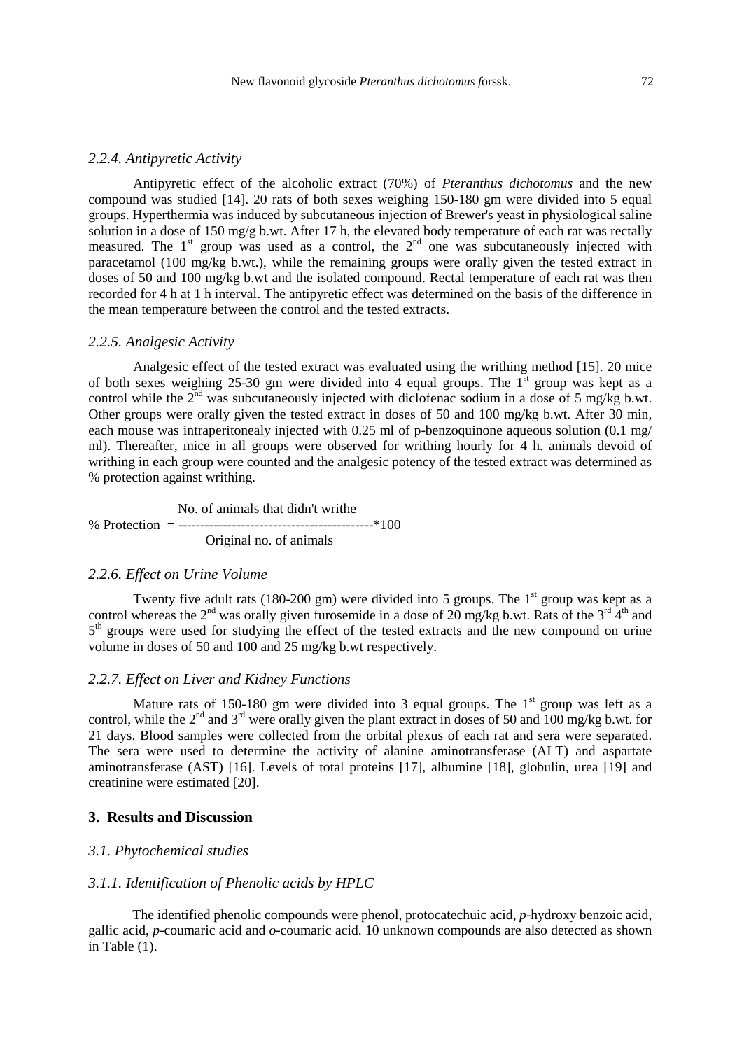### *2.2.4. Antipyretic Activity*

Antipyretic effect of the alcoholic extract (70%) of *Pteranthus dichotomus* and the new compound was studied [14]. 20 rats of both sexes weighing 150-180 gm were divided into 5 equal groups. Hyperthermia was induced by subcutaneous injection of Brewer's yeast in physiological saline solution in a dose of 150 mg/g b.wt. After 17 h, the elevated body temperature of each rat was rectally measured. The 1st group was used as a control, the 2nd one was subcutaneously injected with paracetamol (100 mg/kg b.wt.), while the remaining groups were orally given the tested extract in doses of 50 and 100 mg/kg b.wt and the isolated compound. Rectal temperature of each rat was then recorded for 4 h at 1 h interval. The antipyretic effect was determined on the basis of the difference in the mean temperature between the control and the tested extracts.

### *2.2.5. Analgesic Activity*

Analgesic effect of the tested extract was evaluated using the writhing method [15]. 20 mice of both sexes weighing 25-30 gm were divided into 4 equal groups. The 1st group was kept as a control while the 2nd was subcutaneously injected with diclofenac sodium in a dose of 5 mg/kg b.wt. Other groups were orally given the tested extract in doses of 50 and 100 mg/kg b.wt. After 30 min, each mouse was intraperitonealy injected with 0.25 ml of p-benzoquinone aqueous solution (0.1 mg/ ml). Thereafter, mice in all groups were observed for writhing hourly for 4 h. animals devoid of writhing in each group were counted and the analgesic potency of the tested extract was determined as % protection against writhing.

$$\% \text{ Protection} = \frac{\text{No. of animals that didn't writhe}}{\text{Original no. of animals}} * 100$$

### *2.2.6. Effect on Urine Volume*

Twenty five adult rats (180-200 gm) were divided into 5 groups. The 1st group was kept as a control whereas the 2nd was orally given furosemide in a dose of 20 mg/kg b.wt. Rats of the 3rd 4th and 5th groups were used for studying the effect of the tested extracts and the new compound on urine volume in doses of 50 and 100 and 25 mg/kg b.wt respectively.

### *2.2.7. Effect on Liver and Kidney Functions*

Mature rats of 150-180 gm were divided into 3 equal groups. The 1st group was left as a control, while the 2nd and 3rd were orally given the plant extract in doses of 50 and 100 mg/kg b.wt. for 21 days. Blood samples were collected from the orbital plexus of each rat and sera were separated. The sera were used to determine the activity of alanine aminotransferase (ALT) and aspartate aminotransferase (AST) [16]. Levels of total proteins [17], albumine [18], globulin, urea [19] and creatinine were estimated [20].

## **3. Results and Discussion**

### *3.1. Phytochemical studies*

### *3.1.1. Identification of Phenolic acids by HPLC*

The identified phenolic compounds were phenol, protocatechuic acid, *p*-hydroxy benzoic acid, gallic acid, *p*-coumaric acid and *o*-coumaric acid. 10 unknown compounds are also detected as shown in Table (1).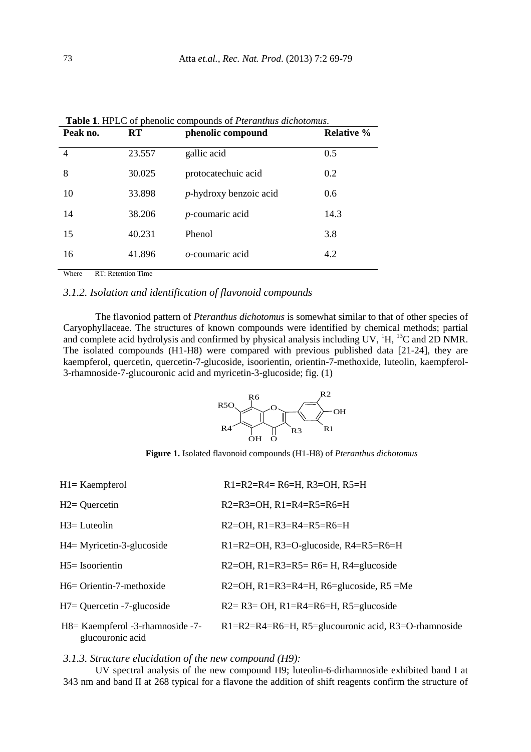**Table 1**. HPLC of phenolic compounds of *Pteranthus dichotomus*.

| Peak no. | RT | phenolic compound | Relative % |
|---|---|---|---|
| 4 | 23.557 | gallic acid | 0.5 |
| 8 | 30.025 | protocatechuic acid | 0.2 |
| 10 | 33.898 | *p*-hydroxy benzoic acid | 0.6 |
| 14 | 38.206 | *p*-coumaric acid | 14.3 |
| 15 | 40.231 | Phenol | 3.8 |
| 16 | 41.896 | *o*-coumaric acid | 4.2 |

Where RT: Retention Time

### *3.1.2. Isolation and identification of flavonoid compounds*

The flavoniod pattern of *Pteranthus dichotomus* is somewhat similar to that of other species of Caryophyllaceae. The structures of known compounds were identified by chemical methods; partial and complete acid hydrolysis and confirmed by physical analysis including UV, $^{1}H$, $^{13}C$ and 2D NMR. The isolated compounds (H1-H8) were compared with previous published data [21-24], they are kaempferol, quercetin, quercetin-7-glucoside, isoorientin, orientin-7-methoxide, luteolin, kaempferol-3-rhamnoside-7-glucouronic acid and myricetin-3-glucoside; fig. (1)

**Figure 1.** Isolated flavonoid compounds (H1-H8) of *Pteranthus dichotomus*

| | |
|---|---|
| H1= Kaempferol | R1=R2=R4= R6=H, R3=OH, R5=H |
| H2= Quercetin | R2=R3=OH, R1=R4=R5=R6=H |
| H3= Luteolin | R2=OH, R1=R3=R4=R5=R6=H |
| H4= Myricetin-3-glucoside | R1=R2=OH, R3=O-glucoside, R4=R5=R6=H |
| H5= Isoorientin | R2=OH, R1=R3=R5= R6= H, R4=glucoside |
| H6= Orientin-7-methoxide | R2=OH, R1=R3=R4=H, R6=glucoside, R5 =Me |
| H7= Quercetin -7-glucoside | R2= R3= OH, R1=R4=R6=H, R5=glucoside |
| H8= Kaempferol -3-rhamnoside -7-glucouronic acid | R1=R2=R4=R6=H, R5=glucouronic acid, R3=O-rhamnoside |

### *3.1.3. Structure elucidation of the new compound (H9):*

UV spectral analysis of the new compound H9; luteolin-6-dirhamnoside exhibited band I at 343 nm and band II at 268 typical for a flavone the addition of shift reagents confirm the structure of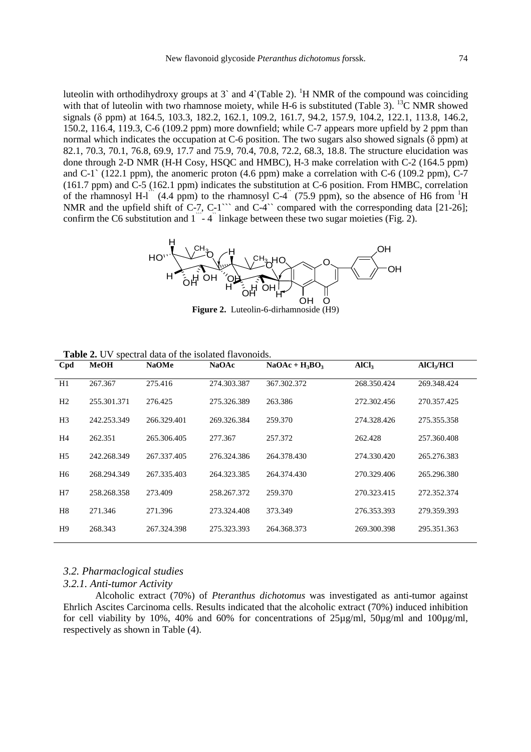luteolin with orthodihydroxy groups at 3` and 4`(Table 2). $^{1}H$ NMR of the compound was coinciding with that of luteolin with two rhamnose moiety, while H-6 is substituted (Table 3). $^{13}C$ NMR showed signals (δ ppm) at 164.5, 103.3, 182.2, 162.1, 109.2, 161.7, 94.2, 157.9, 104.2, 122.1, 113.8, 146.2, 150.2, 116.4, 119.3, C-6 (109.2 ppm) more downfield; while C-7 appears more upfield by 2 ppm than normal which indicates the occupation at C-6 position. The two sugars also showed signals (δ ppm) at 82.1, 70.3, 70.1, 76.8, 69.9, 17.7 and 75.9, 70.4, 70.8, 72.2, 68.3, 18.8. The structure elucidation was done through 2-D NMR (H-H Cosy, HSQC and HMBC), H-3 make correlation with C-2 (164.5 ppm) and C-1` (122.1 ppm), the anomeric proton (4.6 ppm) make a correlation with C-6 (109.2 ppm), C-7 (161.7 ppm) and C-5 (162.1 ppm) indicates the substitution at C-6 position. From HMBC, correlation of the rhamnosyl H-l`` (4.4 ppm) to the rhamnosyl C-4`` (75.9 ppm), so the absence of H6 from $^{1}H$ NMR and the upfield shift of C-7, C-1``` and C-4`` compared with the corresponding data [21-26]; confirm the C6 substitution and 1``` - 4`` linkage between these two sugar moieties (Fig. 2).

**Figure 2.** Luteolin-6-dirhamnoside (H9)

**Table 2.** UV spectral data of the isolated flavonoids.

| Cpd | MeOH | NaOMe | NaOAc | NaOAc + $H_3BO_3$ | $AlCl_3$ | $AlCl_3$/HCl |
|---|---|---|---|---|---|---|
| H1 | 267.367 | 275.416 | 274.303.387 | 367.302.372 | 268.350.424 | 269.348.424 |
| H2 | 255.301.371 | 276.425 | 275.326.389 | 263.386 | 272.302.456 | 270.357.425 |
| H3 | 242.253.349 | 266.329.401 | 269.326.384 | 259.370 | 274.328.426 | 275.355.358 |
| H4 | 262.351 | 265.306.405 | 277.367 | 257.372 | 262.428 | 257.360.408 |
| H5 | 242.268.349 | 267.337.405 | 276.324.386 | 264.378.430 | 274.330.420 | 265.276.383 |
| H6 | 268.294.349 | 267.335.403 | 264.323.385 | 264.374.430 | 270.329.406 | 265.296.380 |
| H7 | 258.268.358 | 273.409 | 258.267.372 | 259.370 | 270.323.415 | 272.352.374 |
| H8 | 271.346 | 271.396 | 273.324.408 | 373.349 | 276.353.393 | 279.359.393 |
| H9 | 268.343 | 267.324.398 | 275.323.393 | 264.368.373 | 269.300.398 | 295.351.363 |

### *3.2. Pharmaclogical studies*

#### *3.2.1. Anti-tumor Activity*

Alcoholic extract (70%) of *Pteranthus dichotomus* was investigated as anti-tumor against Ehrlich Ascites Carcinoma cells. Results indicated that the alcoholic extract (70%) induced inhibition for cell viability by 10%, 40% and 60% for concentrations of 25µg/ml, 50µg/ml and 100µg/ml, respectively as shown in Table (4).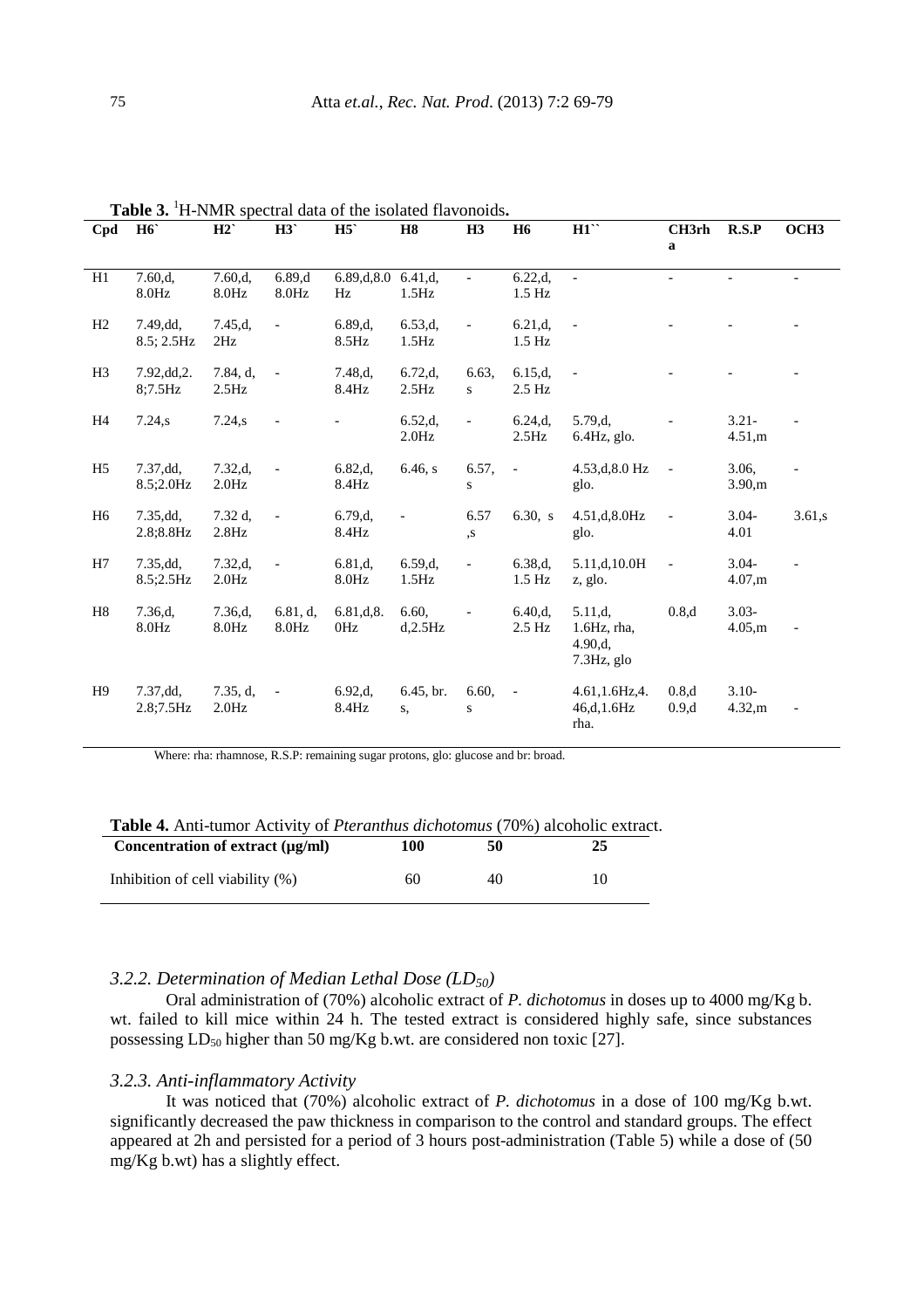**Table 3.** [1]H-NMR spectral data of the isolated flavonoids**.**

| Cpd | H6` | H2` | H3` | H5` | H8 | H3 | H6 | H1`` | CH3rha | R.S.P | OCH3 |
|---|---|---|---|---|---|---|---|---|---|---|---|
| H1 | 7.60,d, 8.0Hz | 7.60,d, 8.0Hz | 6.89,d 8.0Hz | 6.89,d,8.0 Hz | 6.41,d, 1.5Hz | - | 6.22,d, 1.5 Hz | - | - | - | - |
| H2 | 7.49,dd, 8.5; 2.5Hz | 7.45,d, 2Hz | - | 6.89,d, 8.5Hz | 6.53,d, 1.5Hz | - | 6.21,d, 1.5 Hz | - | - | - | - |
| H3 | 7.92,dd,2. 8;7.5Hz | 7.84, d, 2.5Hz | - | 7.48,d, 8.4Hz | 6.72,d, 2.5Hz | 6.63, s | 6.15,d, 2.5 Hz | - | - | - | - |
| H4 | 7.24,s | 7.24,s | - | - | 6.52,d, 2.0Hz | - | 6.24,d, 2.5Hz | 5.79,d, 6.4Hz, glo. | - | 3.21- 4.51,m | - |
| H5 | 7.37,dd, 8.5;2.0Hz | 7.32,d, 2.0Hz | - | 6.82,d, 8.4Hz | 6.46, s | 6.57, s | - | 4.53,d,8.0 Hz glo. | - | 3.06, 3.90,m | - |
| H6 | 7.35,dd, 2.8;8.8Hz | 7.32 d, 2.8Hz | - | 6.79,d, 8.4Hz | - | 6.57 ,s | 6.30, s | 4.51,d,8.0Hz glo. | - | 3.04- 4.01 | 3.61,s |
| H7 | 7.35,dd, 8.5;2.5Hz | 7.32,d, 2.0Hz | - | 6.81,d, 8.0Hz | 6.59,d, 1.5Hz | - | 6.38,d, 1.5 Hz | 5.11,d,10.0H z, glo. | - | 3.04- 4.07,m | - |
| H8 | 7.36,d, 8.0Hz | 7.36,d, 8.0Hz | 6.81, d, 8.0Hz | 6.81,d,8. 0Hz | 6.60, d,2.5Hz | - | 6.40,d, 2.5 Hz | 5.11,d, 1.6Hz, rha, 4.90,d, 7.3Hz, glo | 0.8,d | 3.03- 4.05,m | - |
| H9 | 7.37,dd, 2.8;7.5Hz | 7.35, d, 2.0Hz | - | 6.92,d, 8.4Hz | 6.45, br. s, | 6.60, s | - | 4.61,1.6Hz,4. 46,d,1.6Hz rha. | 0.8,d 0.9,d | 3.10- 4.32,m | - |

Where: rha: rhamnose, R.S.P: remaining sugar protons, glo: glucose and br: broad.

**Table 4.** Anti-tumor Activity of *Pteranthus dichotomus* (70%) alcoholic extract.

| Concentration of extract (μg/ml) | 100 | 50 | 25 |
|---|---|---|---|
| Inhibition of cell viability (%) | 60 | 40 | 10 |

### *3.2.2. Determination of Median Lethal Dose ($LD_{50}$)*

Oral administration of (70%) alcoholic extract of *P. dichotomus* in doses up to 4000 mg/Kg b. wt. failed to kill mice within 24 h. The tested extract is considered highly safe, since substances possessing $LD_{50}$ higher than 50 mg/Kg b.wt. are considered non toxic [27].

### *3.2.3. Anti-inflammatory Activity*

It was noticed that (70%) alcoholic extract of *P. dichotomus* in a dose of 100 mg/Kg b.wt. significantly decreased the paw thickness in comparison to the control and standard groups. The effect appeared at 2h and persisted for a period of 3 hours post-administration (Table 5) while a dose of (50 mg/Kg b.wt) has a slightly effect.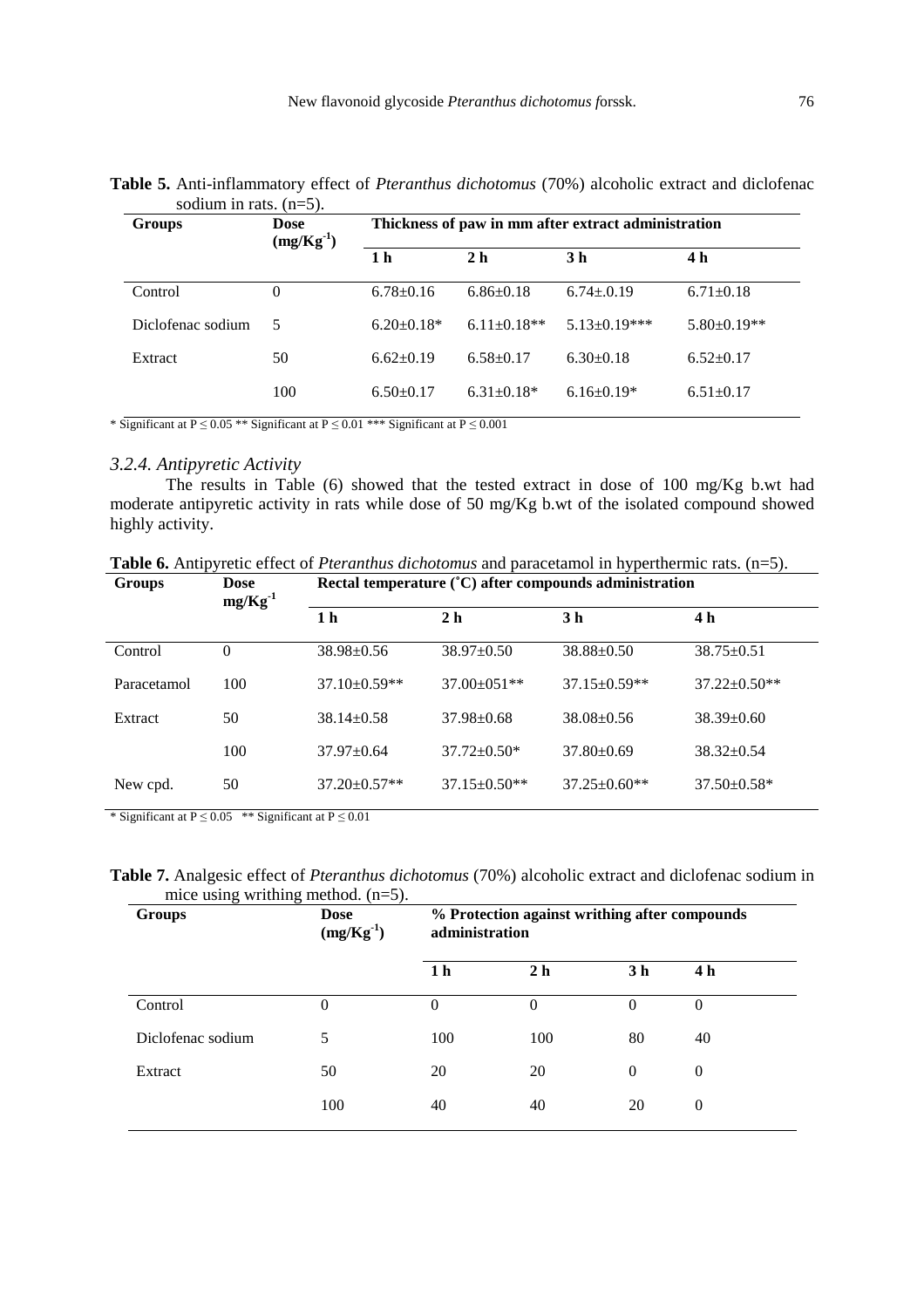**Table 5.** Anti-inflammatory effect of *Pteranthus dichotomus* (70%) alcoholic extract and diclofenac sodium in rats. (n=5).

| Groups | Dose $(mg/Kg^{-1})$ | Thickness of paw in mm after extract administration | | | |
|---|---|---|---|---|---|
| | | 1 h | 2 h | 3 h | 4 h |
| Control | 0 | 6.78±0.16 | 6.86±0.18 | 6.74±.0.19 | 6.71±0.18 |
| Diclofenac sodium | 5 | 6.20±0.18* | 6.11±0.18** | 5.13±0.19*** | 5.80±0.19** |
| Extract | 50 | 6.62±0.19 | 6.58±0.17 | 6.30±0.18 | 6.52±0.17 |
| | 100 | 6.50±0.17 | 6.31±0.18* | 6.16±0.19* | 6.51±0.17 |

\* Significant at P ≤ 0.05 ** Significant at P ≤ 0.01 *** Significant at P ≤ 0.001

### *3.2.4. Antipyretic Activity*

The results in Table (6) showed that the tested extract in dose of 100 mg/Kg b.wt had moderate antipyretic activity in rats while dose of 50 mg/Kg b.wt of the isolated compound showed highly activity.

**Table 6.** Antipyretic effect of *Pteranthus dichotomus* and paracetamol in hyperthermic rats. (n=5).

| Groups | Dose $mg/Kg^{-1}$ | Rectal temperature (˚C) after compounds administration | | | |
|---|---|---|---|---|---|
| | | 1 h | 2 h | 3 h | 4 h |
| Control | 0 | 38.98±0.56 | 38.97±0.50 | 38.88±0.50 | 38.75±0.51 |
| Paracetamol | 100 | 37.10±0.59** | 37.00±051** | 37.15±0.59** | 37.22±0.50** |
| Extract | 50 | 38.14±0.58 | 37.98±0.68 | 38.08±0.56 | 38.39±0.60 |
| | 100 | 37.97±0.64 | 37.72±0.50* | 37.80±0.69 | 38.32±0.54 |
| New cpd. | 50 | 37.20±0.57** | 37.15±0.50** | 37.25±0.60** | 37.50±0.58* |

\* Significant at P ≤ 0.05 ** Significant at P ≤ 0.01

**Table 7.** Analgesic effect of *Pteranthus dichotomus* (70%) alcoholic extract and diclofenac sodium in mice using writhing method. (n=5).

| Groups | Dose $(mg/Kg^{-1})$ | % Protection against writhing after compounds administration | | | |
|---|---|---|---|---|---|
| | | 1 h | 2 h | 3 h | 4 h |
| Control | 0 | 0 | 0 | 0 | 0 |
| Diclofenac sodium | 5 | 100 | 100 | 80 | 40 |
| Extract | 50 | 20 | 20 | 0 | 0 |
| | 100 | 40 | 40 | 20 | 0 |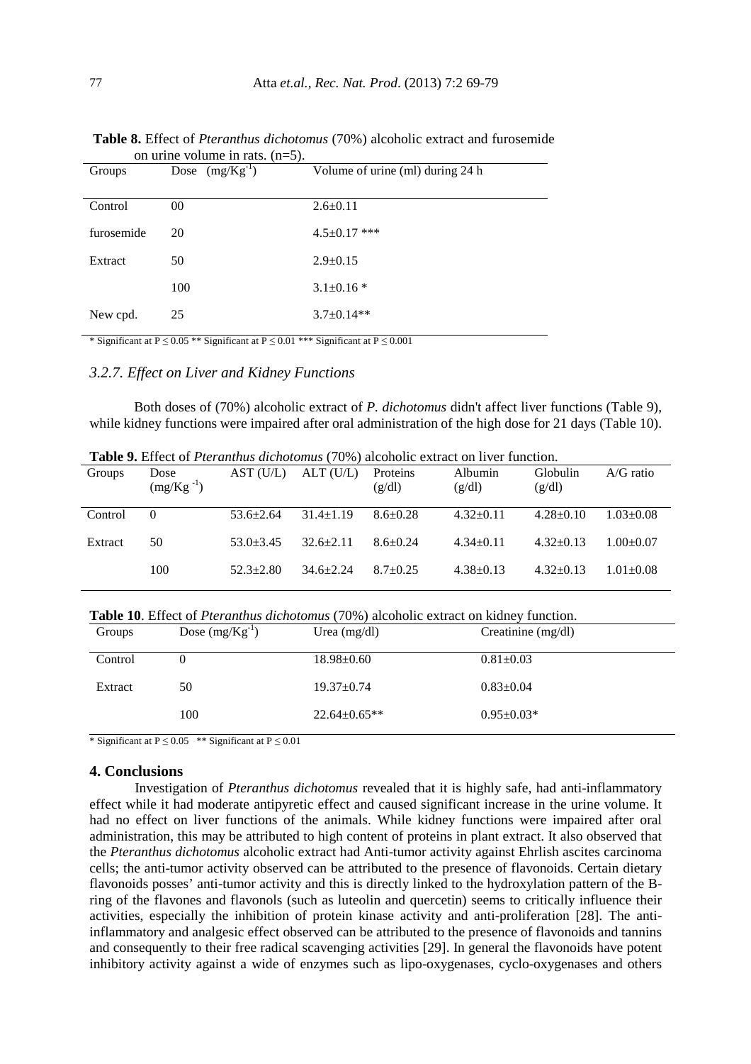**Table 8.** Effect of *Pteranthus dichotomus* (70%) alcoholic extract and furosemide on urine volume in rats. (n=5).

| Groups | Dose $(mg/Kg^{-1})$ | Volume of urine (ml) during 24 h |
|---|---|---|
| Control | 00 | 2.6±0.11 |
| furosemide | 20 | 4.5±0.17 *** |
| Extract | 50 | 2.9±0.15 |
| | 100 | 3.1±0.16 * |
| New cpd. | 25 | 3.7±0.14** |

* Significant at P ≤ 0.05 ** Significant at P ≤ 0.01 *** Significant at P ≤ 0.001

### 3.2.7. Effect on Liver and Kidney Functions

Both doses of (70%) alcoholic extract of *P. dichotomus* didn't affect liver functions (Table 9), while kidney functions were impaired after oral administration of the high dose for 21 days (Table 10).

**Table 9.** Effect of *Pteranthus dichotomus* (70%) alcoholic extract on liver function.

| Groups | Dose $(mg/Kg^{-1})$ | AST (U/L) | ALT (U/L) | Proteins (g/dl) | Albumin (g/dl) | Globulin (g/dl) | A/G ratio |
|---|---|---|---|---|---|---|---|
| Control | 0 | 53.6±2.64 | 31.4±1.19 | 8.6±0.28 | 4.32±0.11 | 4.28±0.10 | 1.03±0.08 |
| Extract | 50 | 53.0±3.45 | 32.6±2.11 | 8.6±0.24 | 4.34±0.11 | 4.32±0.13 | 1.00±0.07 |
| | 100 | 52.3±2.80 | 34.6±2.24 | 8.7±0.25 | 4.38±0.13 | 4.32±0.13 | 1.01±0.08 |

**Table 10**. Effect of *Pteranthus dichotomus* (70%) alcoholic extract on kidney function.

| Groups | Dose $(mg/Kg^{-1})$ | Urea (mg/dl) | Creatinine (mg/dl) |
|---|---|---|---|
| Control | 0 | 18.98±0.60 | 0.81±0.03 |
| Extract | 50 | 19.37±0.74 | 0.83±0.04 |
| | 100 | 22.64±0.65** | 0.95±0.03* |

* Significant at P ≤ 0.05 ** Significant at P ≤ 0.01

## 4. Conclusions

Investigation of *Pteranthus dichotomus* revealed that it is highly safe, had anti-inflammatory effect while it had moderate antipyretic effect and caused significant increase in the urine volume. It had no effect on liver functions of the animals. While kidney functions were impaired after oral administration, this may be attributed to high content of proteins in plant extract. It also observed that the *Pteranthus dichotomus* alcoholic extract had Anti-tumor activity against Ehrlish ascites carcinoma cells; the anti-tumor activity observed can be attributed to the presence of flavonoids. Certain dietary flavonoids posses' anti-tumor activity and this is directly linked to the hydroxylation pattern of the B-ring of the flavones and flavonols (such as luteolin and quercetin) seems to critically influence their activities, especially the inhibition of protein kinase activity and anti-proliferation [28]. The anti-inflammatory and analgesic effect observed can be attributed to the presence of flavonoids and tannins and consequently to their free radical scavenging activities [29]. In general the flavonoids have potent inhibitory activity against a wide of enzymes such as lipo-oxygenases, cyclo-oxygenases and others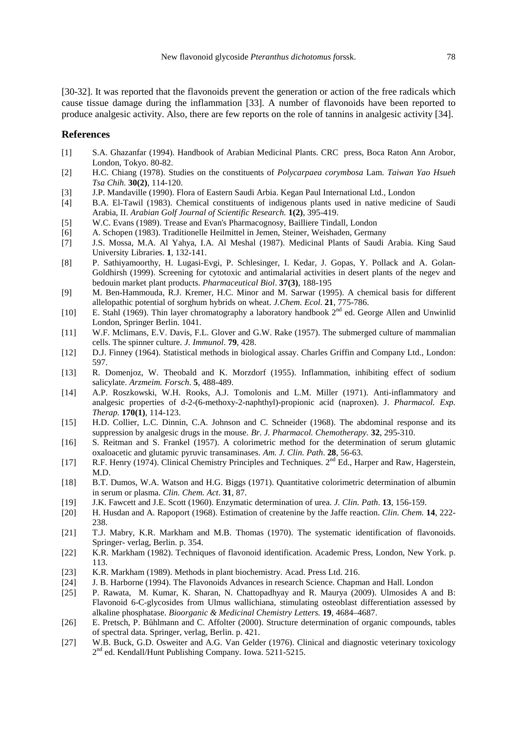[30-32]. It was reported that the flavonoids prevent the generation or action of the free radicals which cause tissue damage during the inflammation [33]. A number of flavonoids have been reported to produce analgesic activity. Also, there are few reports on the role of tannins in analgesic activity [34].

## References

[1] S.A. Ghazanfar (1994). Handbook of Arabian Medicinal Plants. CRC press, Boca Raton Ann Arobor, London, Tokyo. 80-82.

[2] H.C. Chiang (1978). Studies on the constituents of *Polycarpaea corymbosa* Lam. *Taiwan Yao Hsueh Tsa Chih.* **30(2)**, 114-120.

[3] J.P. Mandaville (1990). Flora of Eastern Saudi Arbia. Kegan Paul International Ltd., London

[4] B.A. El-Tawil (1983). Chemical constituents of indigenous plants used in native medicine of Saudi Arabia, II. *Arabian Golf Journal of Scientific Research.* **1(2)**, 395-419.

[5] W.C. Evans (1989). Trease and Evan's Pharmacognosy, Bailliere Tindall, London

[6] A. Schopen (1983). Traditionelle Heilmittel in Jemen, Steiner, Weishaden, Germany

[7] J.S. Mossa, M.A. Al Yahya, I.A. Al Meshal (1987). Medicinal Plants of Saudi Arabia. King Saud University Libraries. **1**, 132-141.

[8] P. Sathiyamoorthy, H. Lugasi-Evgi, P. Schlesinger, I. Kedar, J. Gopas, Y. Pollack and A. Golan-Goldhirsh (1999). Screening for cytotoxic and antimalarial activities in desert plants of the negev and bedouin market plant products. *Pharmaceutical Biol*. **37(3)**, 188-195

[9] M. Ben-Hammouda, R.J. Kremer, H.C. Minor and M. Sarwar (1995). A chemical basis for different allelopathic potential of sorghum hybrids on wheat. *J.Chem. Ecol*. **21**, 775-786.

[10] E. Stahl (1969). Thin layer chromatography a laboratory handbook 2nd ed. George Allen and Unwinlid London, Springer Berlin. 1041.

[11] W.F. Mclimans, E.V. Davis, F.L. Glover and G.W. Rake (1957). The submerged culture of mammalian cells. The spinner culture. *J. Immunol*. **79**, 428.

[12] D.J. Finney (1964). Statistical methods in biological assay. Charles Griffin and Company Ltd., London: 597.

[13] R. Domenjoz, W. Theobald and K. Morzdorf (1955). Inflammation, inhibiting effect of sodium salicylate. *Arzmeim. Forsch*. **5**, 488-489.

[14] A.P. Roszkowski, W.H. Rooks, A.J. Tomolonis and L.M. Miller (1971). Anti-inflammatory and analgesic properties of d-2-(6-methoxy-2-naphthyl)-propionic acid (naproxen). J. *Pharmacol. Exp. Therap.* **170(1)**, 114-123.

[15] H.D. Collier, L.C. Dinnin, C.A. Johnson and C. Schneider (1968). The abdominal response and its suppression by analgesic drugs in the mouse. *Br. J. Pharmacol. Chemotherapy*. **32**, 295-310.

[16] S. Reitman and S. Frankel (1957). A colorimetric method for the determination of serum glutamic oxaloacetic and glutamic pyruvic transaminases. *Am. J. Clin. Path*. **28**, 56-63.

[17] R.F. Henry (1974). Clinical Chemistry Principles and Techniques. 2nd Ed., Harper and Raw, Hagerstein, M.D.

[18] B.T. Dumos, W.A. Watson and H.G. Biggs (1971). Quantitative colorimetric determination of albumin in serum or plasma. *Clin. Chem. Act*. **31**, 87.

[19] J.K. Fawcett and J.E. Scott (1960). Enzymatic determination of urea. *J. Clin. Path*. **13**, 156-159.

[20] H. Husdan and A. Rapoport (1968). Estimation of createnine by the Jaffe reaction. *Clin. Chem.* **14**, 222-238.

[21] T.J. Mabry, K.R. Markham and M.B. Thomas (1970). The systematic identification of flavonoids. Springer- verlag, Berlin. p. 354.

[22] K.R. Markham (1982). Techniques of flavonoid identification. Academic Press, London, New York. p. 113.

[23] K.R. Markham (1989). Methods in plant biochemistry. Acad. Press Ltd. 216.

[24] J. B. Harborne (1994). The Flavonoids Advances in research Science. Chapman and Hall. London

[25] P. Rawata, M. Kumar, K. Sharan, N. Chattopadhyay and R. Maurya (2009). Ulmosides A and B: Flavonoid 6-C-glycosides from Ulmus wallichiana, stimulating osteoblast differentiation assessed by alkaline phosphatase. *Bioorganic & Medicinal Chemistry Letters.* **19**, 4684–4687.

[26] E. Pretsch, P. Bűhlmann and C. Affolter (2000). Structure determination of organic compounds, tables of spectral data. Springer, verlag, Berlin. p. 421.

[27] W.B. Buck, G.D. Osweiter and A.G. Van Gelder (1976). Clinical and diagnostic veterinary toxicology 2nd ed. Kendall/Hunt Publishing Company. Iowa. 5211-5215.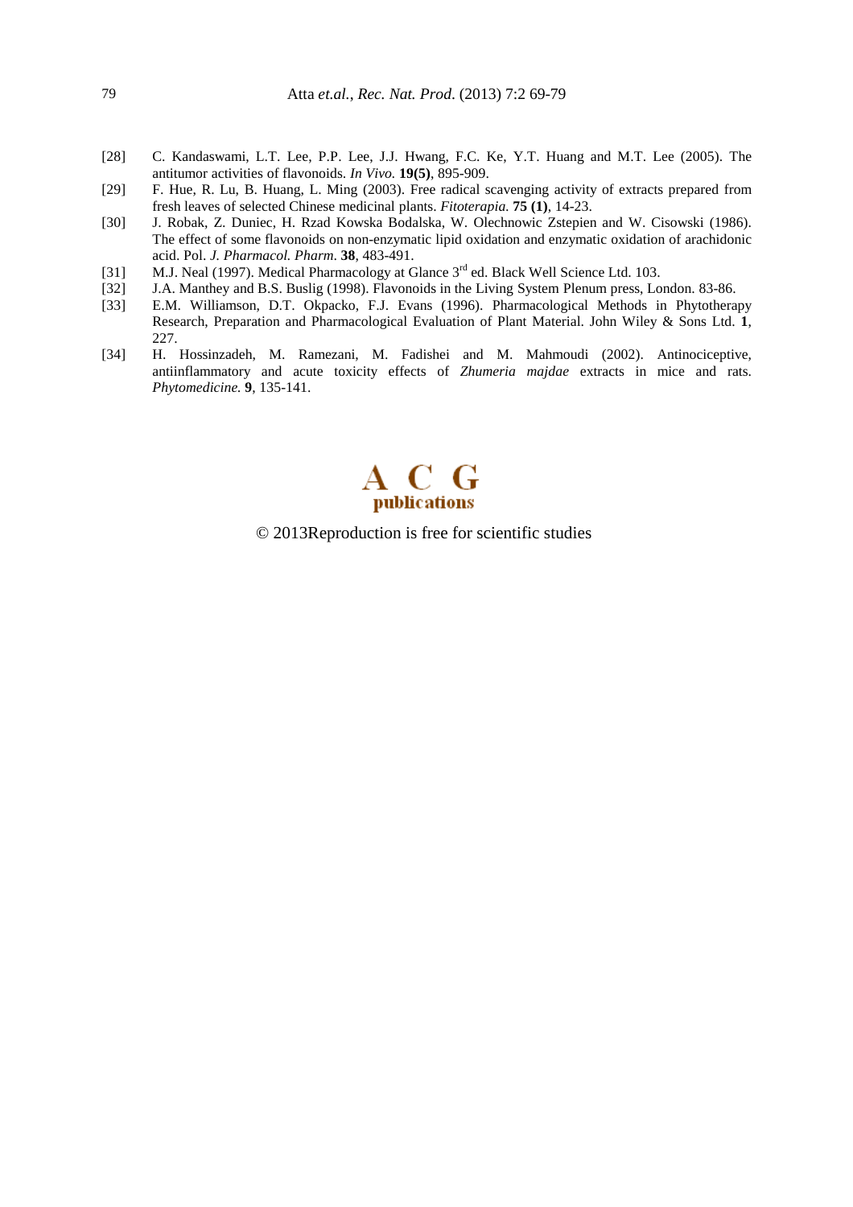[28] C. Kandaswami, L.T. Lee, P.P. Lee, J.J. Hwang, F.C. Ke, Y.T. Huang and M.T. Lee (2005). The antitumor activities of flavonoids. *In Vivo.* **19(5)**, 895-909.

[29] F. Hue, R. Lu, B. Huang, L. Ming (2003). Free radical scavenging activity of extracts prepared from fresh leaves of selected Chinese medicinal plants. *Fitoterapia.* **75 (1)**, 14-23.

[30] J. Robak, Z. Duniec, H. Rzad Kowska Bodalska, W. Olechnowic Zstepien and W. Cisowski (1986). The effect of some flavonoids on non-enzymatic lipid oxidation and enzymatic oxidation of arachidonic acid. Pol. *J. Pharmacol. Pharm.* **38**, 483-491.

[31] M.J. Neal (1997). Medical Pharmacology at Glance 3rd ed. Black Well Science Ltd. 103.

[32] J.A. Manthey and B.S. Buslig (1998). Flavonoids in the Living System Plenum press, London. 83-86.

[33] E.M. Williamson, D.T. Okpacko, F.J. Evans (1996). Pharmacological Methods in Phytotherapy Research, Preparation and Pharmacological Evaluation of Plant Material. John Wiley & Sons Ltd. **1**, 227.

[34] H. Hossinzadeh, M. Ramezani, M. Fadishei and M. Mahmoudi (2002). Antinociceptive, antiinflammatory and acute toxicity effects of *Zhumeria majdae* extracts in mice and rats. *Phytomedicine.* **9**, 135-141.

A C G
publications

© 2013Reproduction is free for scientific studies